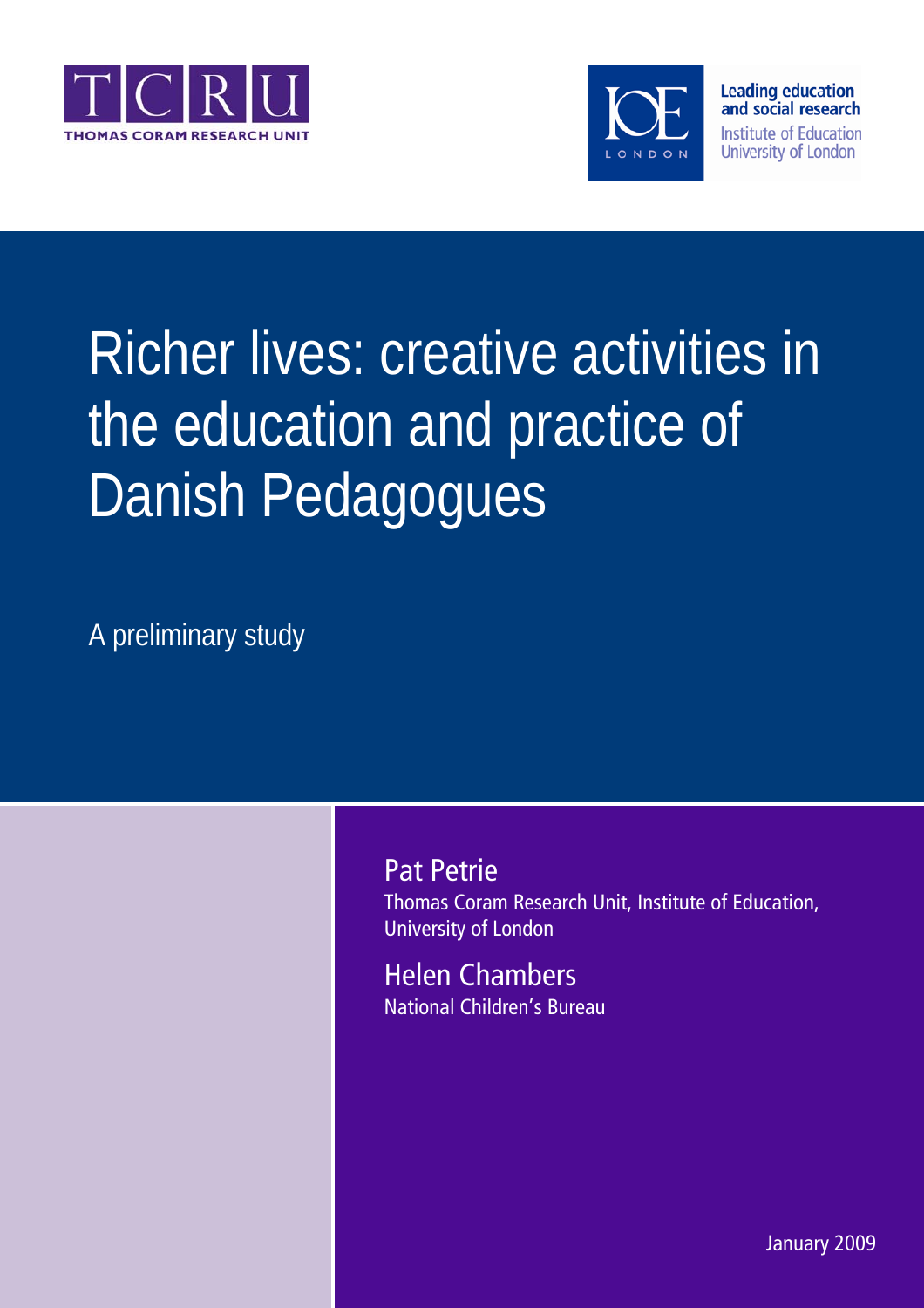TCRU
THOMAS CORAM RESEARCH UNIT

IOE LONDON
Leading education and social research
Institute of Education
University of London

# Richer lives: creative activities in the education and practice of Danish Pedagogues

A preliminary study

Pat Petrie
Thomas Coram Research Unit, Institute of Education, University of London

Helen Chambers
National Children's Bureau

January 2009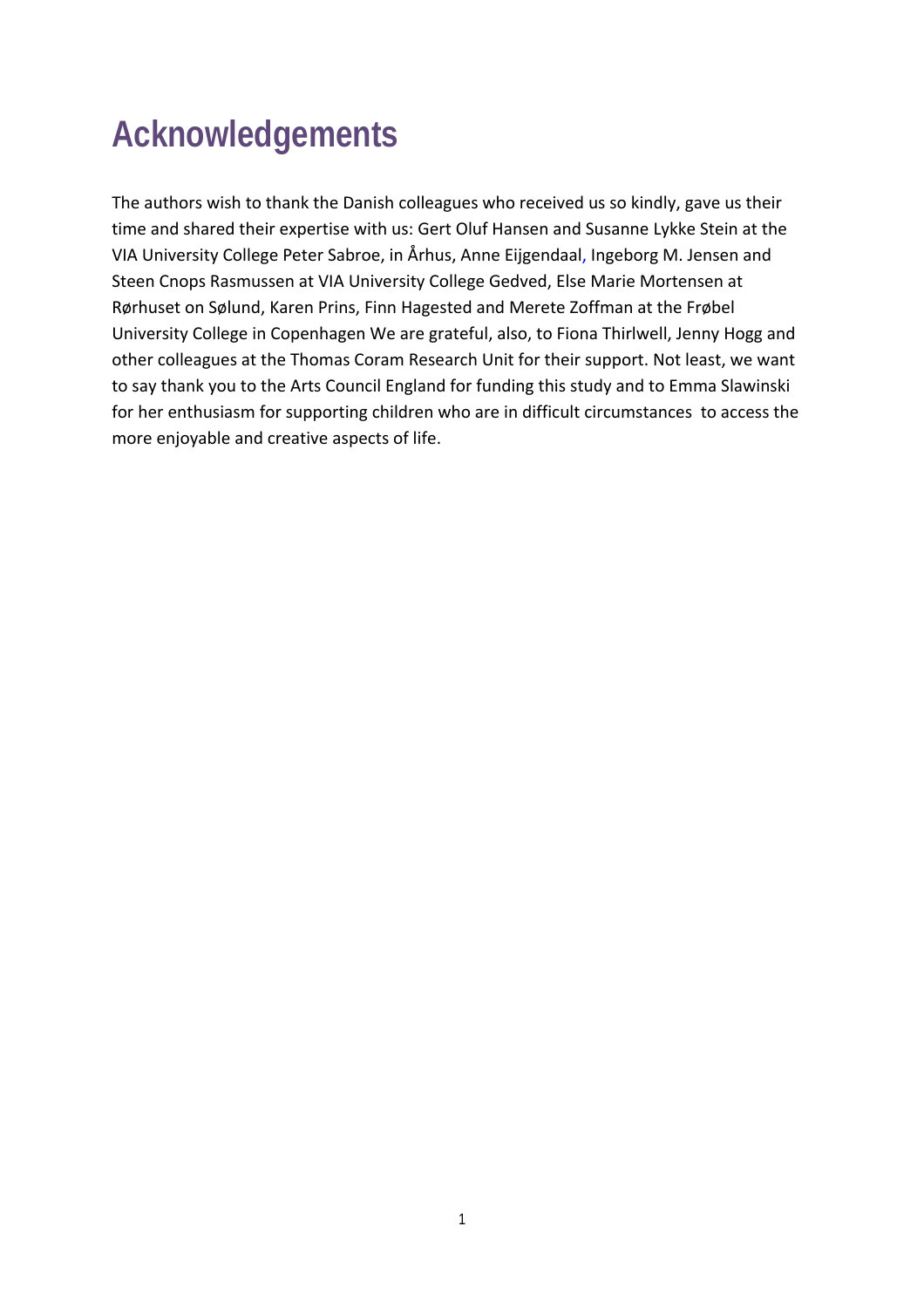# Acknowledgements

The authors wish to thank the Danish colleagues who received us so kindly, gave us their time and shared their expertise with us: Gert Oluf Hansen and Susanne Lykke Stein at the VIA University College Peter Sabroe, in Århus, Anne Eijgendaal, Ingeborg M. Jensen and Steen Cnops Rasmussen at VIA University College Gedved, Else Marie Mortensen at Rørhuset on Sølund, Karen Prins, Finn Hagested and Merete Zoffman at the Frøbel University College in Copenhagen We are grateful, also, to Fiona Thirlwell, Jenny Hogg and other colleagues at the Thomas Coram Research Unit for their support. Not least, we want to say thank you to the Arts Council England for funding this study and to Emma Slawinski for her enthusiasm for supporting children who are in difficult circumstances to access the more enjoyable and creative aspects of life.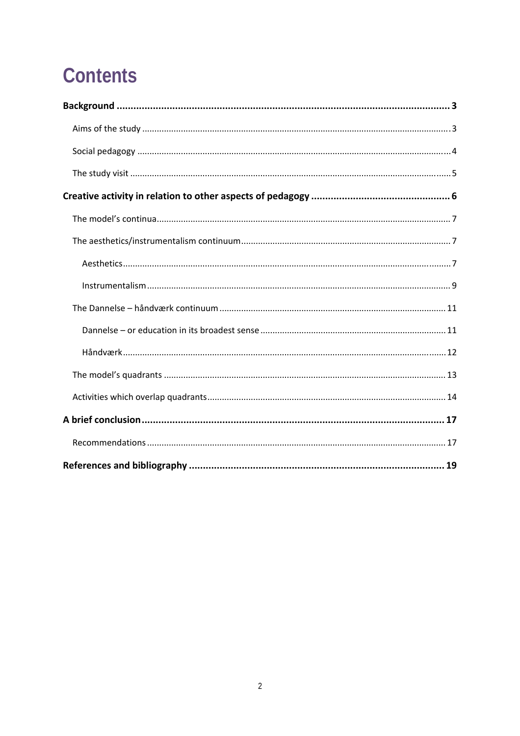# Contents

**Background** ........ **3**

- Aims of the study ........ 3
- Social pedagogy ........ 4
- The study visit ........ 5

**Creative activity in relation to other aspects of pedagogy** ........ **6**

- The model's continua ........ 7
- The aesthetics/instrumentalism continuum ........ 7
  - Aesthetics ........ 7
  - Instrumentalism ........ 9
- The Dannelse – håndværk continuum ........ 11
  - Dannelse – or education in its broadest sense ........ 11
  - Håndværk ........ 12
- The model's quadrants ........ 13
- Activities which overlap quadrants ........ 14

**A brief conclusion** ........ **17**

- Recommendations ........ 17

**References and bibliography** ........ **19**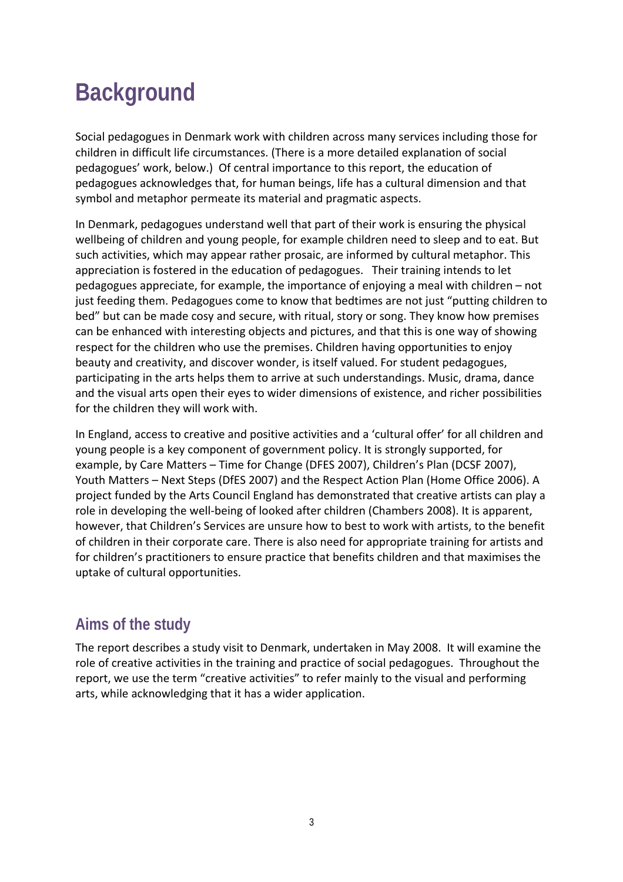# Background

Social pedagogues in Denmark work with children across many services including those for children in difficult life circumstances. (There is a more detailed explanation of social pedagogues' work, below.) Of central importance to this report, the education of pedagogues acknowledges that, for human beings, life has a cultural dimension and that symbol and metaphor permeate its material and pragmatic aspects.

In Denmark, pedagogues understand well that part of their work is ensuring the physical wellbeing of children and young people, for example children need to sleep and to eat. But such activities, which may appear rather prosaic, are informed by cultural metaphor. This appreciation is fostered in the education of pedagogues. Their training intends to let pedagogues appreciate, for example, the importance of enjoying a meal with children – not just feeding them. Pedagogues come to know that bedtimes are not just "putting children to bed" but can be made cosy and secure, with ritual, story or song. They know how premises can be enhanced with interesting objects and pictures, and that this is one way of showing respect for the children who use the premises. Children having opportunities to enjoy beauty and creativity, and discover wonder, is itself valued. For student pedagogues, participating in the arts helps them to arrive at such understandings. Music, drama, dance and the visual arts open their eyes to wider dimensions of existence, and richer possibilities for the children they will work with.

In England, access to creative and positive activities and a 'cultural offer' for all children and young people is a key component of government policy. It is strongly supported, for example, by Care Matters – Time for Change (DFES 2007), Children's Plan (DCSF 2007), Youth Matters – Next Steps (DfES 2007) and the Respect Action Plan (Home Office 2006). A project funded by the Arts Council England has demonstrated that creative artists can play a role in developing the well-being of looked after children (Chambers 2008). It is apparent, however, that Children's Services are unsure how to best to work with artists, to the benefit of children in their corporate care. There is also need for appropriate training for artists and for children's practitioners to ensure practice that benefits children and that maximises the uptake of cultural opportunities.

## Aims of the study

The report describes a study visit to Denmark, undertaken in May 2008. It will examine the role of creative activities in the training and practice of social pedagogues. Throughout the report, we use the term "creative activities" to refer mainly to the visual and performing arts, while acknowledging that it has a wider application.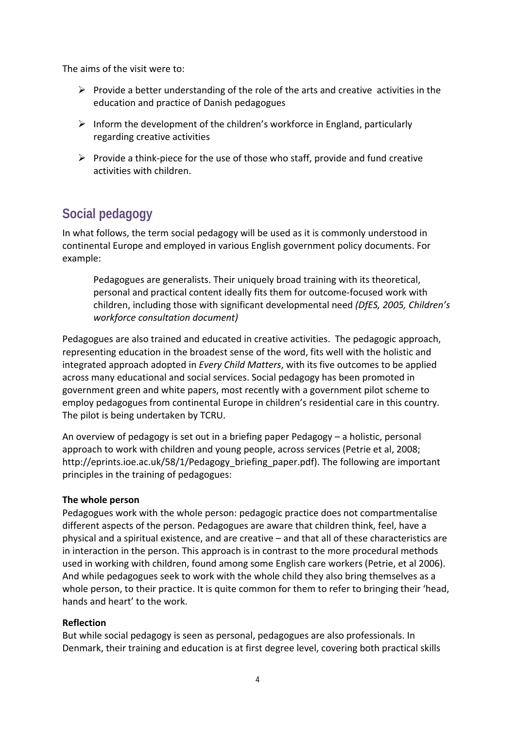The aims of the visit were to:

- Provide a better understanding of the role of the arts and creative activities in the education and practice of Danish pedagogues
- Inform the development of the children's workforce in England, particularly regarding creative activities
- Provide a think-piece for the use of those who staff, provide and fund creative activities with children.

## Social pedagogy

In what follows, the term social pedagogy will be used as it is commonly understood in continental Europe and employed in various English government policy documents. For example:

> Pedagogues are generalists. Their uniquely broad training with its theoretical, personal and practical content ideally fits them for outcome-focused work with children, including those with significant developmental need *(DfES, 2005, Children's workforce consultation document)*

Pedagogues are also trained and educated in creative activities. The pedagogic approach, representing education in the broadest sense of the word, fits well with the holistic and integrated approach adopted in *Every Child Matters*, with its five outcomes to be applied across many educational and social services. Social pedagogy has been promoted in government green and white papers, most recently with a government pilot scheme to employ pedagogues from continental Europe in children's residential care in this country. The pilot is being undertaken by TCRU.

An overview of pedagogy is set out in a briefing paper Pedagogy – a holistic, personal approach to work with children and young people, across services (Petrie et al, 2008; http://eprints.ioe.ac.uk/58/1/Pedagogy_briefing_paper.pdf). The following are important principles in the training of pedagogues:

**The whole person**

Pedagogues work with the whole person: pedagogic practice does not compartmentalise different aspects of the person. Pedagogues are aware that children think, feel, have a physical and a spiritual existence, and are creative – and that all of these characteristics are in interaction in the person. This approach is in contrast to the more procedural methods used in working with children, found among some English care workers (Petrie, et al 2006). And while pedagogues seek to work with the whole child they also bring themselves as a whole person, to their practice. It is quite common for them to refer to bringing their 'head, hands and heart' to the work.

**Reflection**

But while social pedagogy is seen as personal, pedagogues are also professionals. In Denmark, their training and education is at first degree level, covering both practical skills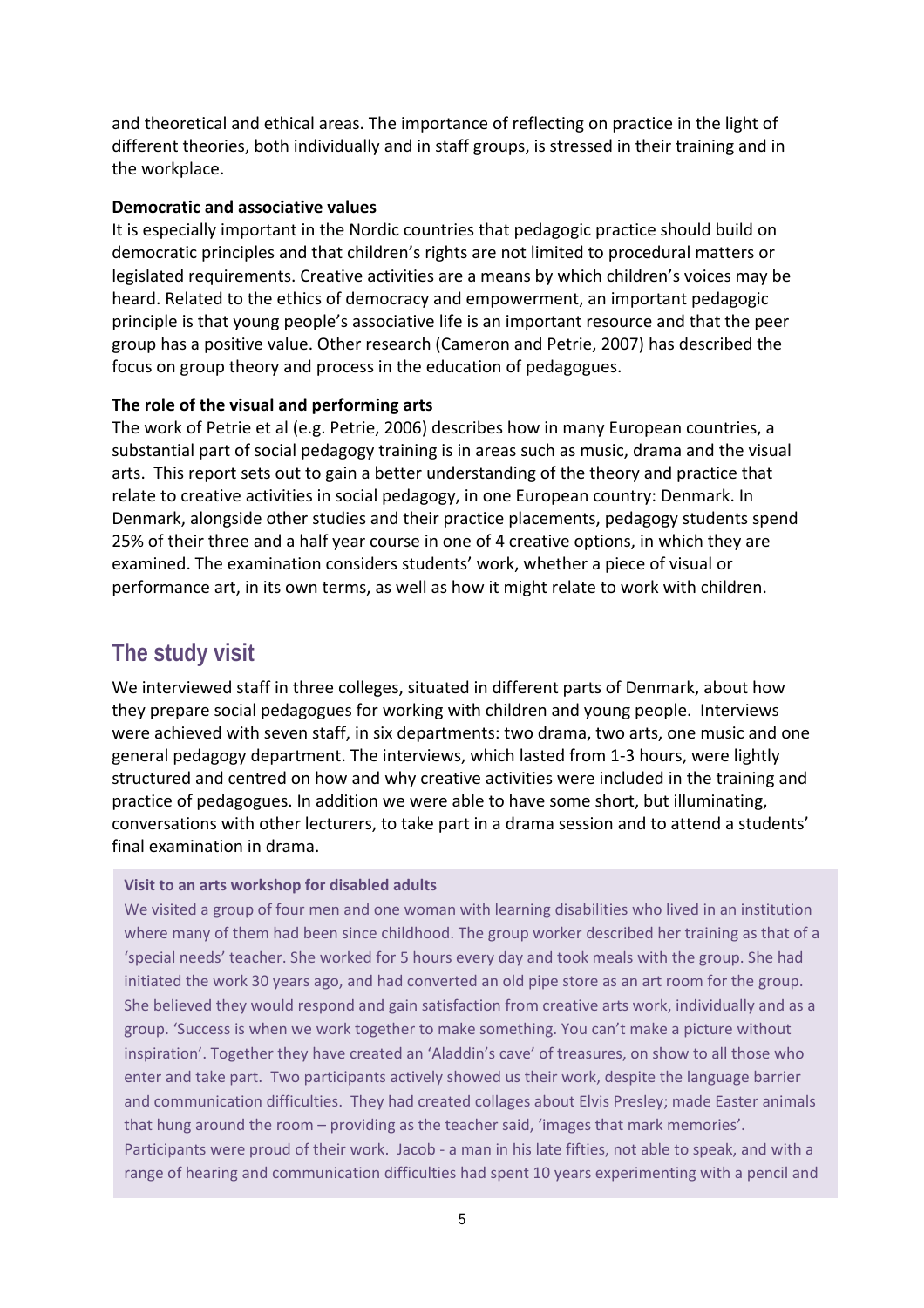and theoretical and ethical areas. The importance of reflecting on practice in the light of different theories, both individually and in staff groups, is stressed in their training and in the workplace.

**Democratic and associative values**

It is especially important in the Nordic countries that pedagogic practice should build on democratic principles and that children's rights are not limited to procedural matters or legislated requirements. Creative activities are a means by which children's voices may be heard. Related to the ethics of democracy and empowerment, an important pedagogic principle is that young people's associative life is an important resource and that the peer group has a positive value. Other research (Cameron and Petrie, 2007) has described the focus on group theory and process in the education of pedagogues.

**The role of the visual and performing arts**

The work of Petrie et al (e.g. Petrie, 2006) describes how in many European countries, a substantial part of social pedagogy training is in areas such as music, drama and the visual arts. This report sets out to gain a better understanding of the theory and practice that relate to creative activities in social pedagogy, in one European country: Denmark. In Denmark, alongside other studies and their practice placements, pedagogy students spend 25% of their three and a half year course in one of 4 creative options, in which they are examined. The examination considers students' work, whether a piece of visual or performance art, in its own terms, as well as how it might relate to work with children.

## The study visit

We interviewed staff in three colleges, situated in different parts of Denmark, about how they prepare social pedagogues for working with children and young people. Interviews were achieved with seven staff, in six departments: two drama, two arts, one music and one general pedagogy department. The interviews, which lasted from 1-3 hours, were lightly structured and centred on how and why creative activities were included in the training and practice of pedagogues. In addition we were able to have some short, but illuminating, conversations with other lecturers, to take part in a drama session and to attend a students' final examination in drama.

**Visit to an arts workshop for disabled adults**

We visited a group of four men and one woman with learning disabilities who lived in an institution where many of them had been since childhood. The group worker described her training as that of a 'special needs' teacher. She worked for 5 hours every day and took meals with the group. She had initiated the work 30 years ago, and had converted an old pipe store as an art room for the group. She believed they would respond and gain satisfaction from creative arts work, individually and as a group. 'Success is when we work together to make something. You can't make a picture without inspiration'. Together they have created an 'Aladdin's cave' of treasures, on show to all those who enter and take part. Two participants actively showed us their work, despite the language barrier and communication difficulties. They had created collages about Elvis Presley; made Easter animals that hung around the room – providing as the teacher said, 'images that mark memories'. Participants were proud of their work. Jacob - a man in his late fifties, not able to speak, and with a range of hearing and communication difficulties had spent 10 years experimenting with a pencil and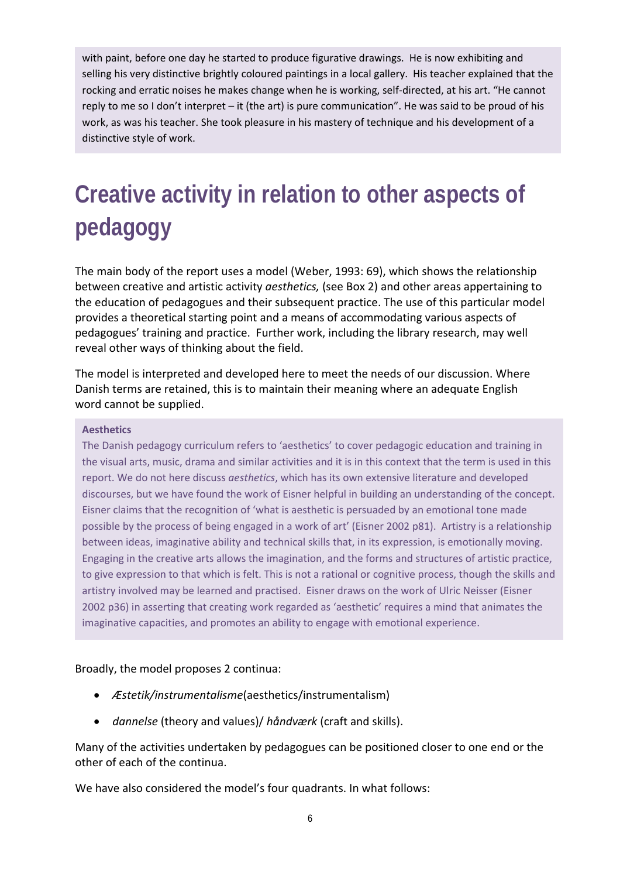with paint, before one day he started to produce figurative drawings. He is now exhibiting and selling his very distinctive brightly coloured paintings in a local gallery. His teacher explained that the rocking and erratic noises he makes change when he is working, self-directed, at his art. "He cannot reply to me so I don't interpret – it (the art) is pure communication". He was said to be proud of his work, as was his teacher. She took pleasure in his mastery of technique and his development of a distinctive style of work.

# Creative activity in relation to other aspects of pedagogy

The main body of the report uses a model (Weber, 1993: 69), which shows the relationship between creative and artistic activity *aesthetics,* (see Box 2) and other areas appertaining to the education of pedagogues and their subsequent practice. The use of this particular model provides a theoretical starting point and a means of accommodating various aspects of pedagogues' training and practice. Further work, including the library research, may well reveal other ways of thinking about the field.

The model is interpreted and developed here to meet the needs of our discussion. Where Danish terms are retained, this is to maintain their meaning where an adequate English word cannot be supplied.

**Aesthetics**

The Danish pedagogy curriculum refers to 'aesthetics' to cover pedagogic education and training in the visual arts, music, drama and similar activities and it is in this context that the term is used in this report. We do not here discuss *aesthetics*, which has its own extensive literature and developed discourses, but we have found the work of Eisner helpful in building an understanding of the concept. Eisner claims that the recognition of 'what is aesthetic is persuaded by an emotional tone made possible by the process of being engaged in a work of art' (Eisner 2002 p81). Artistry is a relationship between ideas, imaginative ability and technical skills that, in its expression, is emotionally moving. Engaging in the creative arts allows the imagination, and the forms and structures of artistic practice, to give expression to that which is felt. This is not a rational or cognitive process, though the skills and artistry involved may be learned and practised. Eisner draws on the work of Ulric Neisser (Eisner 2002 p36) in asserting that creating work regarded as 'aesthetic' requires a mind that animates the imaginative capacities, and promotes an ability to engage with emotional experience.

Broadly, the model proposes 2 continua:

- *Æstetik/instrumentalisme*(aesthetics/instrumentalism)
- *dannelse* (theory and values)/ *håndværk* (craft and skills).

Many of the activities undertaken by pedagogues can be positioned closer to one end or the other of each of the continua.

We have also considered the model's four quadrants. In what follows: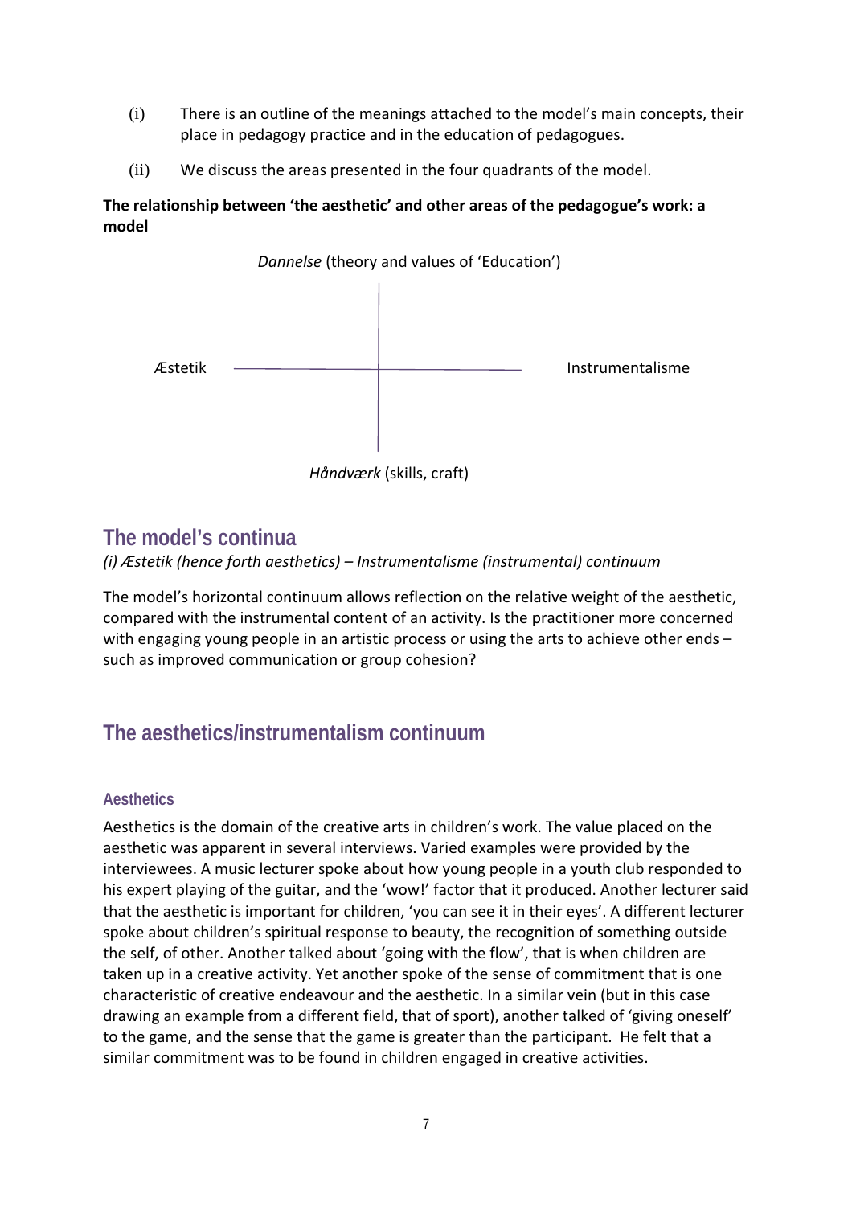(i) There is an outline of the meanings attached to the model's main concepts, their place in pedagogy practice and in the education of pedagogues.

(ii) We discuss the areas presented in the four quadrants of the model.

**The relationship between 'the aesthetic' and other areas of the pedagogue's work: a model**

*Dannelse* (theory and values of 'Education')

Æstetik — Instrumentalisme

*Håndværk* (skills, craft)

## The model's continua

*(i) Æstetik (hence forth aesthetics) – Instrumentalisme (instrumental) continuum*

The model's horizontal continuum allows reflection on the relative weight of the aesthetic, compared with the instrumental content of an activity. Is the practitioner more concerned with engaging young people in an artistic process or using the arts to achieve other ends – such as improved communication or group cohesion?

## The aesthetics/instrumentalism continuum

### Aesthetics

Aesthetics is the domain of the creative arts in children's work. The value placed on the aesthetic was apparent in several interviews. Varied examples were provided by the interviewees. A music lecturer spoke about how young people in a youth club responded to his expert playing of the guitar, and the 'wow!' factor that it produced. Another lecturer said that the aesthetic is important for children, 'you can see it in their eyes'. A different lecturer spoke about children's spiritual response to beauty, the recognition of something outside the self, of other. Another talked about 'going with the flow', that is when children are taken up in a creative activity. Yet another spoke of the sense of commitment that is one characteristic of creative endeavour and the aesthetic. In a similar vein (but in this case drawing an example from a different field, that of sport), another talked of 'giving oneself' to the game, and the sense that the game is greater than the participant. He felt that a similar commitment was to be found in children engaged in creative activities.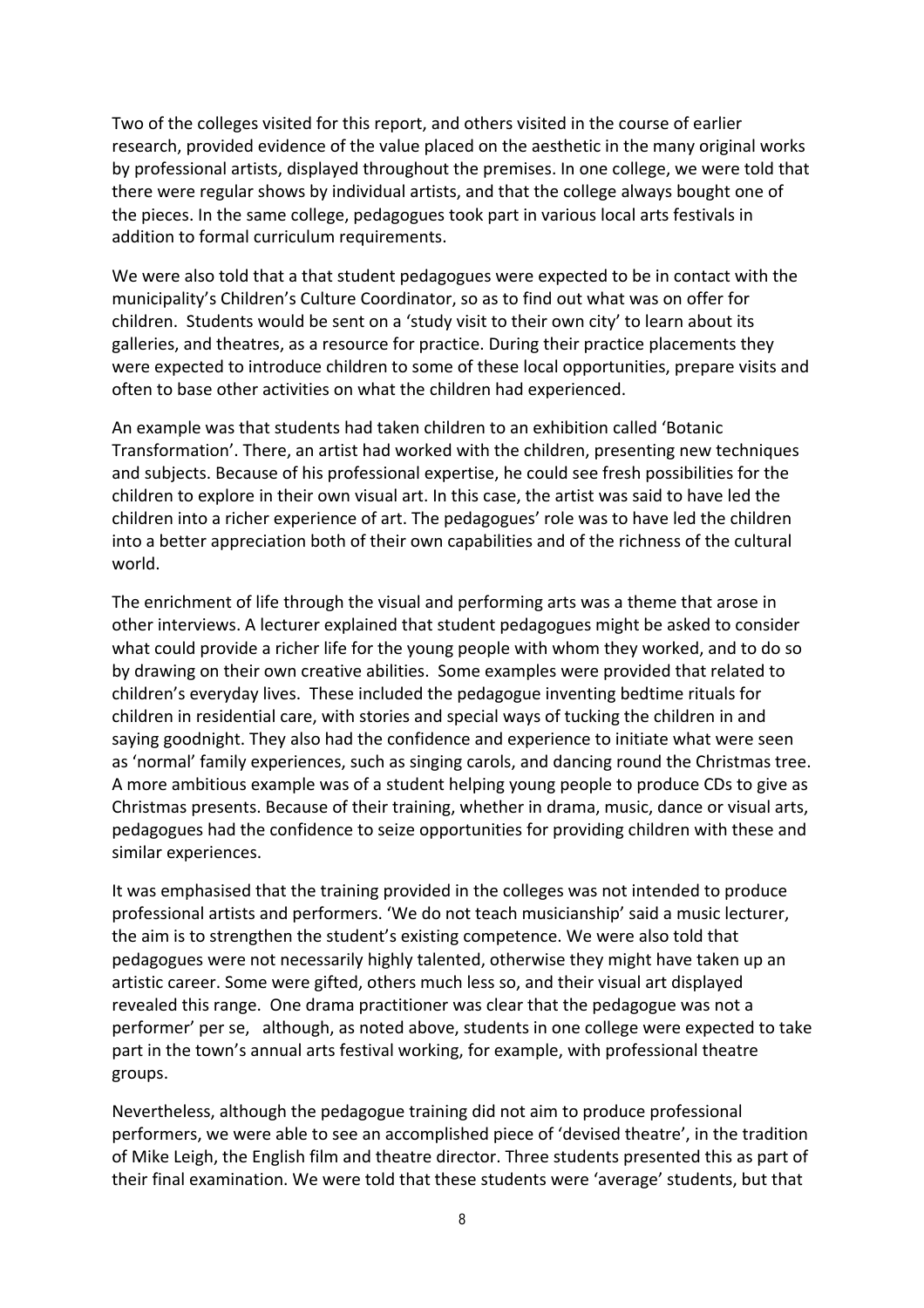Two of the colleges visited for this report, and others visited in the course of earlier research, provided evidence of the value placed on the aesthetic in the many original works by professional artists, displayed throughout the premises. In one college, we were told that there were regular shows by individual artists, and that the college always bought one of the pieces. In the same college, pedagogues took part in various local arts festivals in addition to formal curriculum requirements.

We were also told that a that student pedagogues were expected to be in contact with the municipality's Children's Culture Coordinator, so as to find out what was on offer for children. Students would be sent on a 'study visit to their own city' to learn about its galleries, and theatres, as a resource for practice. During their practice placements they were expected to introduce children to some of these local opportunities, prepare visits and often to base other activities on what the children had experienced.

An example was that students had taken children to an exhibition called 'Botanic Transformation'. There, an artist had worked with the children, presenting new techniques and subjects. Because of his professional expertise, he could see fresh possibilities for the children to explore in their own visual art. In this case, the artist was said to have led the children into a richer experience of art. The pedagogues' role was to have led the children into a better appreciation both of their own capabilities and of the richness of the cultural world.

The enrichment of life through the visual and performing arts was a theme that arose in other interviews. A lecturer explained that student pedagogues might be asked to consider what could provide a richer life for the young people with whom they worked, and to do so by drawing on their own creative abilities. Some examples were provided that related to children's everyday lives. These included the pedagogue inventing bedtime rituals for children in residential care, with stories and special ways of tucking the children in and saying goodnight. They also had the confidence and experience to initiate what were seen as 'normal' family experiences, such as singing carols, and dancing round the Christmas tree. A more ambitious example was of a student helping young people to produce CDs to give as Christmas presents. Because of their training, whether in drama, music, dance or visual arts, pedagogues had the confidence to seize opportunities for providing children with these and similar experiences.

It was emphasised that the training provided in the colleges was not intended to produce professional artists and performers. 'We do not teach musicianship' said a music lecturer, the aim is to strengthen the student's existing competence. We were also told that pedagogues were not necessarily highly talented, otherwise they might have taken up an artistic career. Some were gifted, others much less so, and their visual art displayed revealed this range. One drama practitioner was clear that the pedagogue was not a performer' per se, although, as noted above, students in one college were expected to take part in the town's annual arts festival working, for example, with professional theatre groups.

Nevertheless, although the pedagogue training did not aim to produce professional performers, we were able to see an accomplished piece of 'devised theatre', in the tradition of Mike Leigh, the English film and theatre director. Three students presented this as part of their final examination. We were told that these students were 'average' students, but that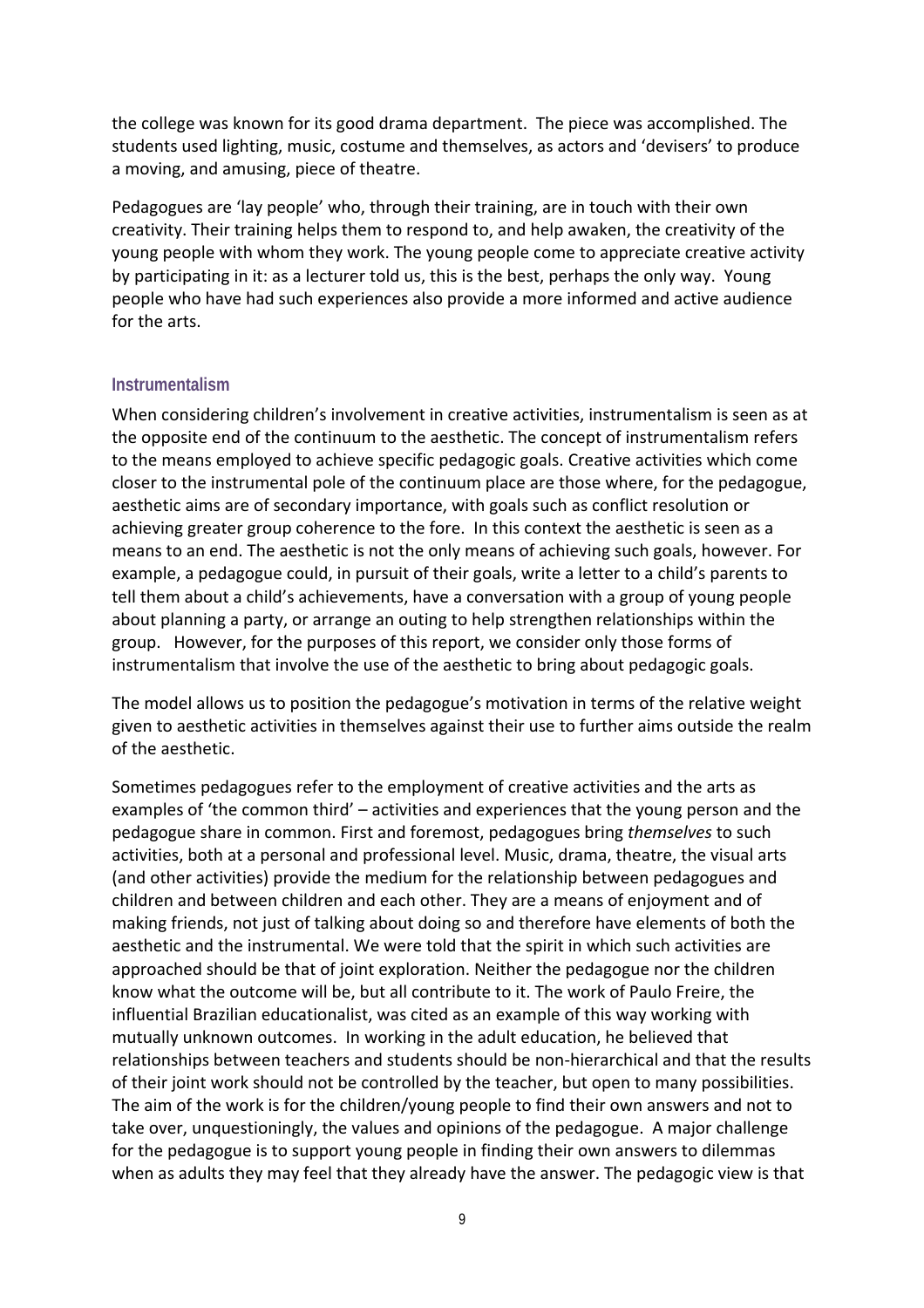the college was known for its good drama department. The piece was accomplished. The students used lighting, music, costume and themselves, as actors and 'devisers' to produce a moving, and amusing, piece of theatre.

Pedagogues are 'lay people' who, through their training, are in touch with their own creativity. Their training helps them to respond to, and help awaken, the creativity of the young people with whom they work. The young people come to appreciate creative activity by participating in it: as a lecturer told us, this is the best, perhaps the only way. Young people who have had such experiences also provide a more informed and active audience for the arts.

### Instrumentalism

When considering children's involvement in creative activities, instrumentalism is seen as at the opposite end of the continuum to the aesthetic. The concept of instrumentalism refers to the means employed to achieve specific pedagogic goals. Creative activities which come closer to the instrumental pole of the continuum place are those where, for the pedagogue, aesthetic aims are of secondary importance, with goals such as conflict resolution or achieving greater group coherence to the fore. In this context the aesthetic is seen as a means to an end. The aesthetic is not the only means of achieving such goals, however. For example, a pedagogue could, in pursuit of their goals, write a letter to a child's parents to tell them about a child's achievements, have a conversation with a group of young people about planning a party, or arrange an outing to help strengthen relationships within the group. However, for the purposes of this report, we consider only those forms of instrumentalism that involve the use of the aesthetic to bring about pedagogic goals.

The model allows us to position the pedagogue's motivation in terms of the relative weight given to aesthetic activities in themselves against their use to further aims outside the realm of the aesthetic.

Sometimes pedagogues refer to the employment of creative activities and the arts as examples of 'the common third' – activities and experiences that the young person and the pedagogue share in common. First and foremost, pedagogues bring *themselves* to such activities, both at a personal and professional level. Music, drama, theatre, the visual arts (and other activities) provide the medium for the relationship between pedagogues and children and between children and each other. They are a means of enjoyment and of making friends, not just of talking about doing so and therefore have elements of both the aesthetic and the instrumental. We were told that the spirit in which such activities are approached should be that of joint exploration. Neither the pedagogue nor the children know what the outcome will be, but all contribute to it. The work of Paulo Freire, the influential Brazilian educationalist, was cited as an example of this way working with mutually unknown outcomes. In working in the adult education, he believed that relationships between teachers and students should be non-hierarchical and that the results of their joint work should not be controlled by the teacher, but open to many possibilities. The aim of the work is for the children/young people to find their own answers and not to take over, unquestioningly, the values and opinions of the pedagogue. A major challenge for the pedagogue is to support young people in finding their own answers to dilemmas when as adults they may feel that they already have the answer. The pedagogic view is that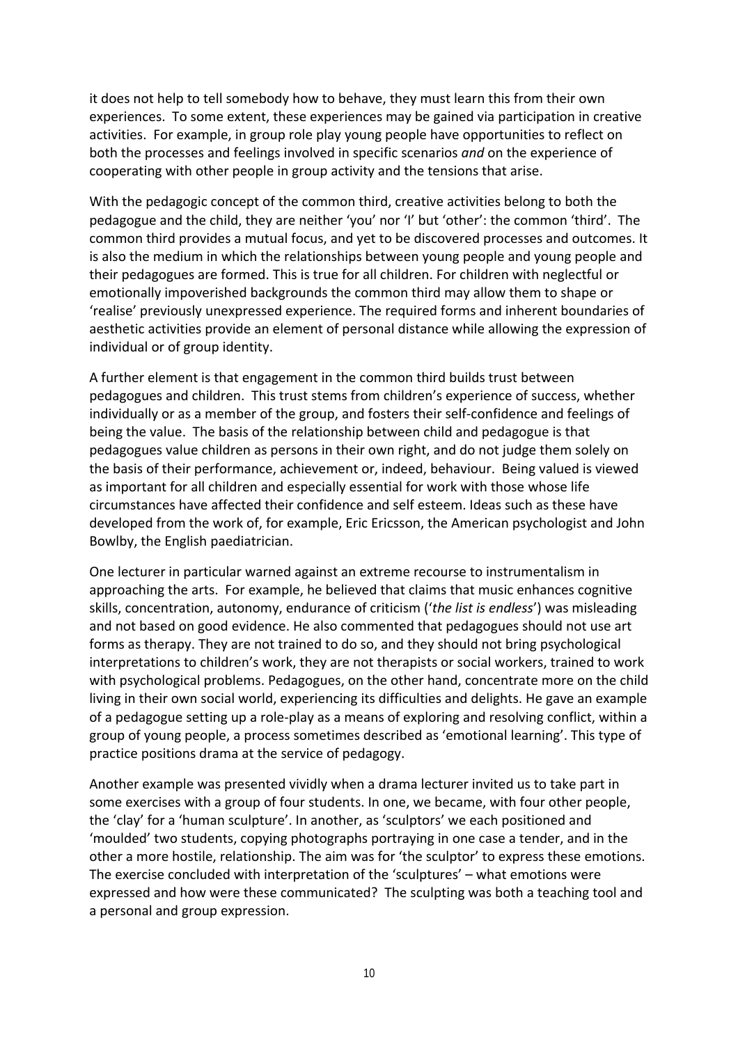it does not help to tell somebody how to behave, they must learn this from their own experiences. To some extent, these experiences may be gained via participation in creative activities. For example, in group role play young people have opportunities to reflect on both the processes and feelings involved in specific scenarios *and* on the experience of cooperating with other people in group activity and the tensions that arise.

With the pedagogic concept of the common third, creative activities belong to both the pedagogue and the child, they are neither 'you' nor 'I' but 'other': the common 'third'. The common third provides a mutual focus, and yet to be discovered processes and outcomes. It is also the medium in which the relationships between young people and young people and their pedagogues are formed. This is true for all children. For children with neglectful or emotionally impoverished backgrounds the common third may allow them to shape or 'realise' previously unexpressed experience. The required forms and inherent boundaries of aesthetic activities provide an element of personal distance while allowing the expression of individual or of group identity.

A further element is that engagement in the common third builds trust between pedagogues and children. This trust stems from children's experience of success, whether individually or as a member of the group, and fosters their self-confidence and feelings of being the value. The basis of the relationship between child and pedagogue is that pedagogues value children as persons in their own right, and do not judge them solely on the basis of their performance, achievement or, indeed, behaviour. Being valued is viewed as important for all children and especially essential for work with those whose life circumstances have affected their confidence and self esteem. Ideas such as these have developed from the work of, for example, Eric Ericsson, the American psychologist and John Bowlby, the English paediatrician.

One lecturer in particular warned against an extreme recourse to instrumentalism in approaching the arts. For example, he believed that claims that music enhances cognitive skills, concentration, autonomy, endurance of criticism ('*the list is endless*') was misleading and not based on good evidence. He also commented that pedagogues should not use art forms as therapy. They are not trained to do so, and they should not bring psychological interpretations to children's work, they are not therapists or social workers, trained to work with psychological problems. Pedagogues, on the other hand, concentrate more on the child living in their own social world, experiencing its difficulties and delights. He gave an example of a pedagogue setting up a role-play as a means of exploring and resolving conflict, within a group of young people, a process sometimes described as 'emotional learning'. This type of practice positions drama at the service of pedagogy.

Another example was presented vividly when a drama lecturer invited us to take part in some exercises with a group of four students. In one, we became, with four other people, the 'clay' for a 'human sculpture'. In another, as 'sculptors' we each positioned and 'moulded' two students, copying photographs portraying in one case a tender, and in the other a more hostile, relationship. The aim was for 'the sculptor' to express these emotions. The exercise concluded with interpretation of the 'sculptures' – what emotions were expressed and how were these communicated? The sculpting was both a teaching tool and a personal and group expression.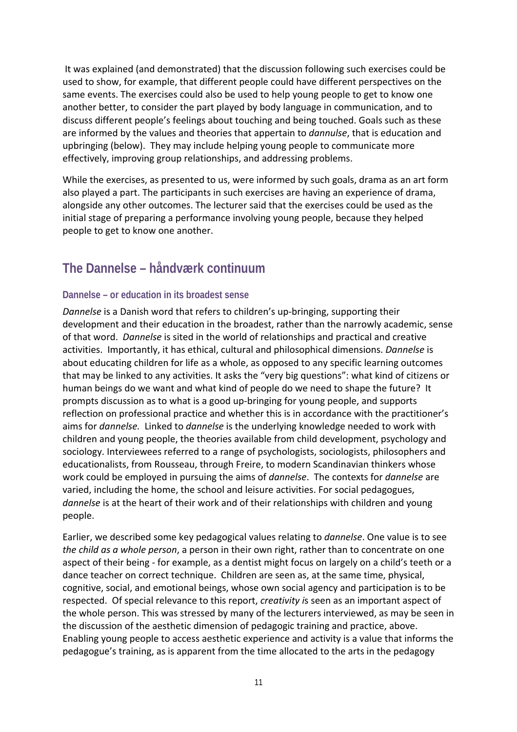It was explained (and demonstrated) that the discussion following such exercises could be used to show, for example, that different people could have different perspectives on the same events. The exercises could also be used to help young people to get to know one another better, to consider the part played by body language in communication, and to discuss different people's feelings about touching and being touched. Goals such as these are informed by the values and theories that appertain to *dannulse*, that is education and upbringing (below). They may include helping young people to communicate more effectively, improving group relationships, and addressing problems.

While the exercises, as presented to us, were informed by such goals, drama as an art form also played a part. The participants in such exercises are having an experience of drama, alongside any other outcomes. The lecturer said that the exercises could be used as the initial stage of preparing a performance involving young people, because they helped people to get to know one another.

## The Dannelse – håndværk continuum

### Dannelse – or education in its broadest sense

*Dannelse* is a Danish word that refers to children's up-bringing, supporting their development and their education in the broadest, rather than the narrowly academic, sense of that word. *Dannelse* is sited in the world of relationships and practical and creative activities. Importantly, it has ethical, cultural and philosophical dimensions. *Dannelse* is about educating children for life as a whole, as opposed to any specific learning outcomes that may be linked to any activities. It asks the "very big questions": what kind of citizens or human beings do we want and what kind of people do we need to shape the future? It prompts discussion as to what is a good up-bringing for young people, and supports reflection on professional practice and whether this is in accordance with the practitioner's aims for *dannelse.* Linked to *dannelse* is the underlying knowledge needed to work with children and young people, the theories available from child development, psychology and sociology. Interviewees referred to a range of psychologists, sociologists, philosophers and educationalists, from Rousseau, through Freire, to modern Scandinavian thinkers whose work could be employed in pursuing the aims of *dannelse*. The contexts for *dannelse* are varied, including the home, the school and leisure activities. For social pedagogues, *dannelse* is at the heart of their work and of their relationships with children and young people.

Earlier, we described some key pedagogical values relating to *dannelse*. One value is to see *the child as a whole person*, a person in their own right, rather than to concentrate on one aspect of their being - for example, as a dentist might focus on largely on a child's teeth or a dance teacher on correct technique. Children are seen as, at the same time, physical, cognitive, social, and emotional beings, whose own social agency and participation is to be respected. Of special relevance to this report, *creativity i*s seen as an important aspect of the whole person. This was stressed by many of the lecturers interviewed, as may be seen in the discussion of the aesthetic dimension of pedagogic training and practice, above. Enabling young people to access aesthetic experience and activity is a value that informs the pedagogue's training, as is apparent from the time allocated to the arts in the pedagogy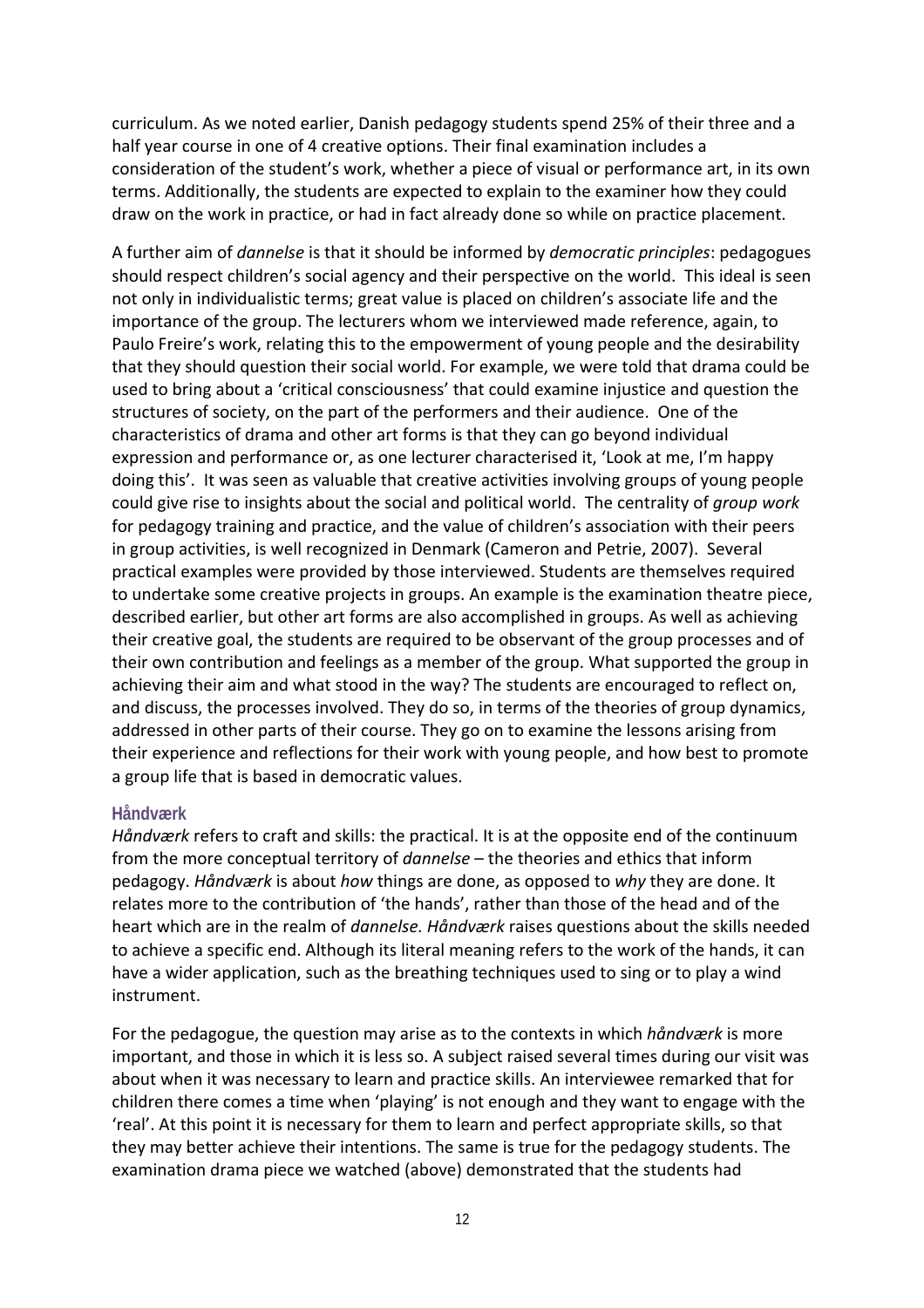curriculum. As we noted earlier, Danish pedagogy students spend 25% of their three and a half year course in one of 4 creative options. Their final examination includes a consideration of the student's work, whether a piece of visual or performance art, in its own terms. Additionally, the students are expected to explain to the examiner how they could draw on the work in practice, or had in fact already done so while on practice placement.

A further aim of *dannelse* is that it should be informed by *democratic principles*: pedagogues should respect children's social agency and their perspective on the world. This ideal is seen not only in individualistic terms; great value is placed on children's associate life and the importance of the group. The lecturers whom we interviewed made reference, again, to Paulo Freire's work, relating this to the empowerment of young people and the desirability that they should question their social world. For example, we were told that drama could be used to bring about a 'critical consciousness' that could examine injustice and question the structures of society, on the part of the performers and their audience. One of the characteristics of drama and other art forms is that they can go beyond individual expression and performance or, as one lecturer characterised it, 'Look at me, I'm happy doing this'. It was seen as valuable that creative activities involving groups of young people could give rise to insights about the social and political world. The centrality of *group work* for pedagogy training and practice, and the value of children's association with their peers in group activities, is well recognized in Denmark (Cameron and Petrie, 2007). Several practical examples were provided by those interviewed. Students are themselves required to undertake some creative projects in groups. An example is the examination theatre piece, described earlier, but other art forms are also accomplished in groups. As well as achieving their creative goal, the students are required to be observant of the group processes and of their own contribution and feelings as a member of the group. What supported the group in achieving their aim and what stood in the way? The students are encouraged to reflect on, and discuss, the processes involved. They do so, in terms of the theories of group dynamics, addressed in other parts of their course. They go on to examine the lessons arising from their experience and reflections for their work with young people, and how best to promote a group life that is based in democratic values.

### Håndværk

*Håndværk* refers to craft and skills: the practical. It is at the opposite end of the continuum from the more conceptual territory of *dannelse* – the theories and ethics that inform pedagogy. *Håndværk* is about *how* things are done, as opposed to *why* they are done. It relates more to the contribution of 'the hands', rather than those of the head and of the heart which are in the realm of *dannelse. Håndværk* raises questions about the skills needed to achieve a specific end. Although its literal meaning refers to the work of the hands, it can have a wider application, such as the breathing techniques used to sing or to play a wind instrument.

For the pedagogue, the question may arise as to the contexts in which *håndværk* is more important, and those in which it is less so. A subject raised several times during our visit was about when it was necessary to learn and practice skills. An interviewee remarked that for children there comes a time when 'playing' is not enough and they want to engage with the 'real'. At this point it is necessary for them to learn and perfect appropriate skills, so that they may better achieve their intentions. The same is true for the pedagogy students. The examination drama piece we watched (above) demonstrated that the students had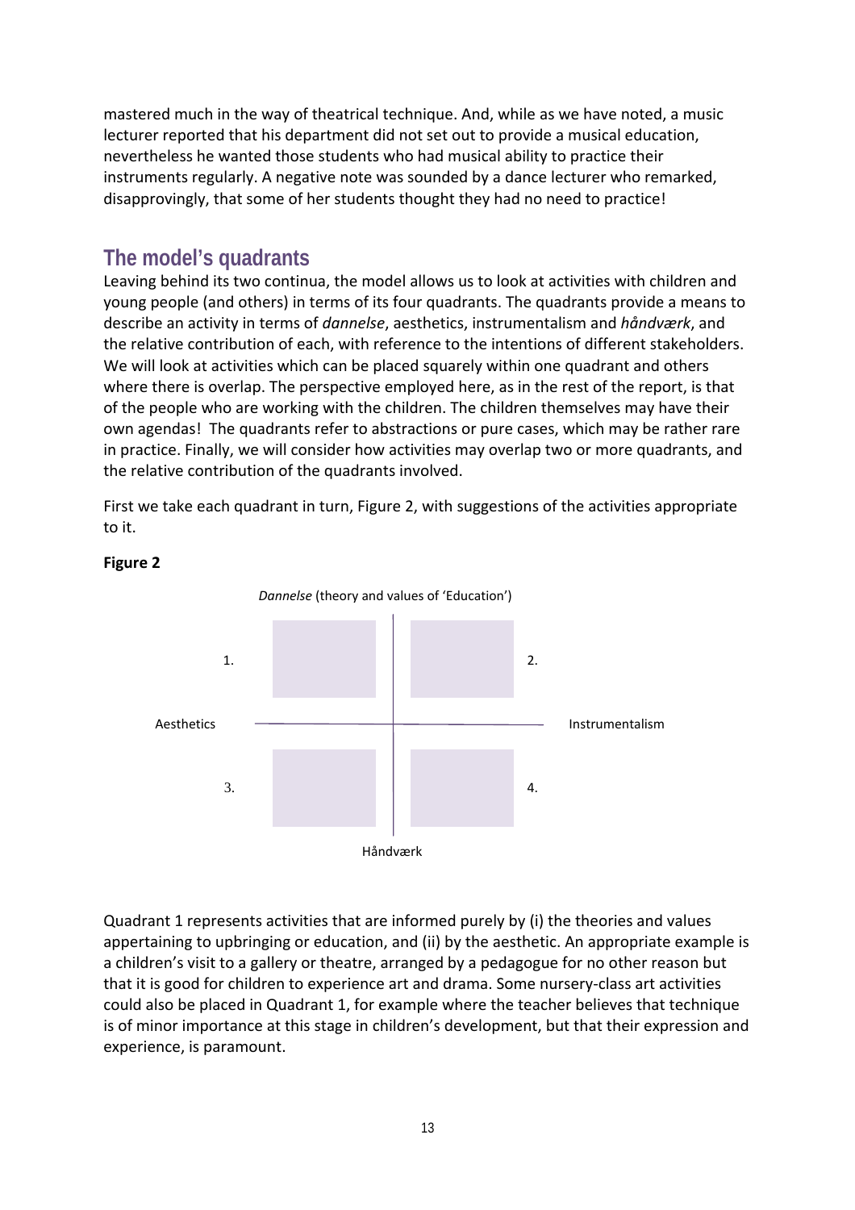mastered much in the way of theatrical technique. And, while as we have noted, a music lecturer reported that his department did not set out to provide a musical education, nevertheless he wanted those students who had musical ability to practice their instruments regularly. A negative note was sounded by a dance lecturer who remarked, disapprovingly, that some of her students thought they had no need to practice!

## The model's quadrants

Leaving behind its two continua, the model allows us to look at activities with children and young people (and others) in terms of its four quadrants. The quadrants provide a means to describe an activity in terms of *dannelse*, aesthetics, instrumentalism and *håndværk*, and the relative contribution of each, with reference to the intentions of different stakeholders. We will look at activities which can be placed squarely within one quadrant and others where there is overlap. The perspective employed here, as in the rest of the report, is that of the people who are working with the children. The children themselves may have their own agendas! The quadrants refer to abstractions or pure cases, which may be rather rare in practice. Finally, we will consider how activities may overlap two or more quadrants, and the relative contribution of the quadrants involved.

First we take each quadrant in turn, Figure 2, with suggestions of the activities appropriate to it.

**Figure 2**

*Dannelse* (theory and values of 'Education')

1. 2.

Aesthetics — Instrumentalism

3. 4.

Håndværk

Quadrant 1 represents activities that are informed purely by (i) the theories and values appertaining to upbringing or education, and (ii) by the aesthetic. An appropriate example is a children's visit to a gallery or theatre, arranged by a pedagogue for no other reason but that it is good for children to experience art and drama. Some nursery-class art activities could also be placed in Quadrant 1, for example where the teacher believes that technique is of minor importance at this stage in children's development, but that their expression and experience, is paramount.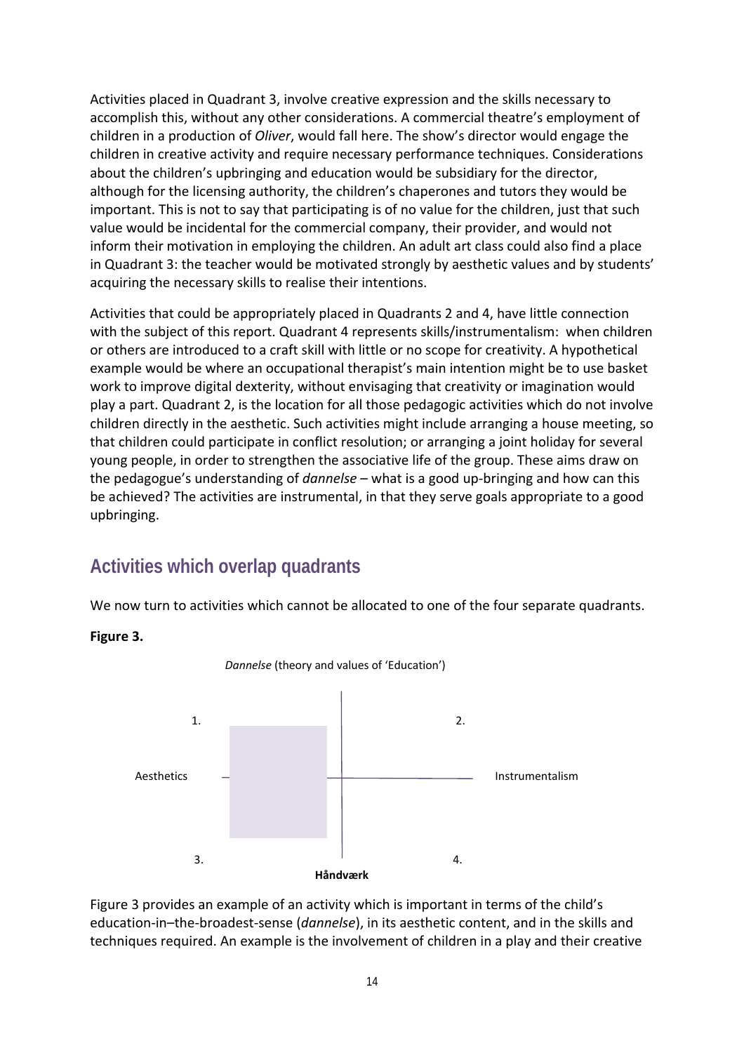Activities placed in Quadrant 3, involve creative expression and the skills necessary to accomplish this, without any other considerations. A commercial theatre's employment of children in a production of *Oliver*, would fall here. The show's director would engage the children in creative activity and require necessary performance techniques. Considerations about the children's upbringing and education would be subsidiary for the director, although for the licensing authority, the children's chaperones and tutors they would be important. This is not to say that participating is of no value for the children, just that such value would be incidental for the commercial company, their provider, and would not inform their motivation in employing the children. An adult art class could also find a place in Quadrant 3: the teacher would be motivated strongly by aesthetic values and by students' acquiring the necessary skills to realise their intentions.

Activities that could be appropriately placed in Quadrants 2 and 4, have little connection with the subject of this report. Quadrant 4 represents skills/instrumentalism: when children or others are introduced to a craft skill with little or no scope for creativity. A hypothetical example would be where an occupational therapist's main intention might be to use basket work to improve digital dexterity, without envisaging that creativity or imagination would play a part. Quadrant 2, is the location for all those pedagogic activities which do not involve children directly in the aesthetic. Such activities might include arranging a house meeting, so that children could participate in conflict resolution; or arranging a joint holiday for several young people, in order to strengthen the associative life of the group. These aims draw on the pedagogue's understanding of *dannelse* – what is a good up-bringing and how can this be achieved? The activities are instrumental, in that they serve goals appropriate to a good upbringing.

## Activities which overlap quadrants

We now turn to activities which cannot be allocated to one of the four separate quadrants.

**Figure 3.**

*Dannelse* (theory and values of 'Education')

1. 2.

Aesthetics Instrumentalism

3. 4.

**Håndværk**

Figure 3 provides an example of an activity which is important in terms of the child's education-in–the-broadest-sense (*dannelse*), in its aesthetic content, and in the skills and techniques required. An example is the involvement of children in a play and their creative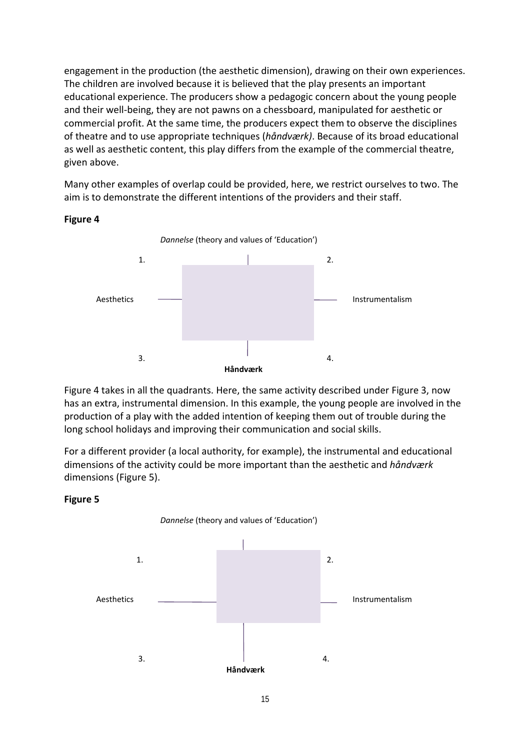engagement in the production (the aesthetic dimension), drawing on their own experiences. The children are involved because it is believed that the play presents an important educational experience. The producers show a pedagogic concern about the young people and their well-being, they are not pawns on a chessboard, manipulated for aesthetic or commercial profit. At the same time, the producers expect them to observe the disciplines of theatre and to use appropriate techniques (*håndværk)*. Because of its broad educational as well as aesthetic content, this play differs from the example of the commercial theatre, given above.

Many other examples of overlap could be provided, here, we restrict ourselves to two. The aim is to demonstrate the different intentions of the providers and their staff.

**Figure 4**

*Dannelse* (theory and values of 'Education')

1. 2.

Aesthetics Instrumentalism

3. 4.

**Håndværk**

Figure 4 takes in all the quadrants. Here, the same activity described under Figure 3, now has an extra, instrumental dimension. In this example, the young people are involved in the production of a play with the added intention of keeping them out of trouble during the long school holidays and improving their communication and social skills.

For a different provider (a local authority, for example), the instrumental and educational dimensions of the activity could be more important than the aesthetic and *håndværk* dimensions (Figure 5).

**Figure 5**

*Dannelse* (theory and values of 'Education')

1. 2.

Aesthetics Instrumentalism

3. 4.

**Håndværk**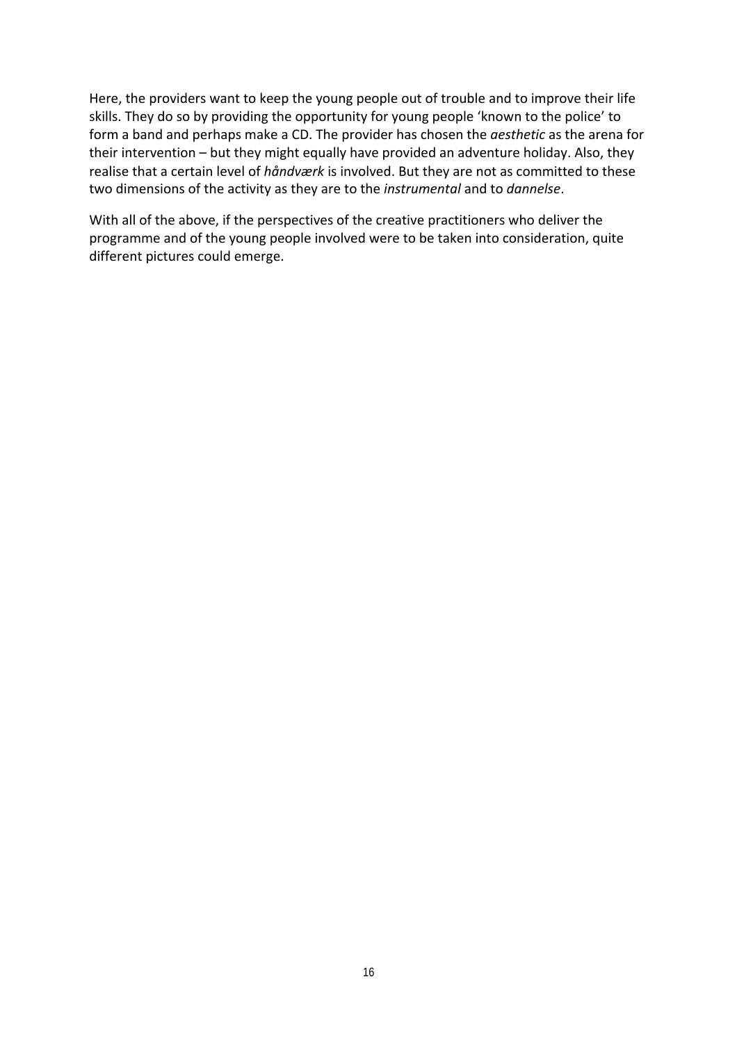Here, the providers want to keep the young people out of trouble and to improve their life skills. They do so by providing the opportunity for young people 'known to the police' to form a band and perhaps make a CD. The provider has chosen the *aesthetic* as the arena for their intervention – but they might equally have provided an adventure holiday. Also, they realise that a certain level of *håndværk* is involved. But they are not as committed to these two dimensions of the activity as they are to the *instrumental* and to *dannelse*.

With all of the above, if the perspectives of the creative practitioners who deliver the programme and of the young people involved were to be taken into consideration, quite different pictures could emerge.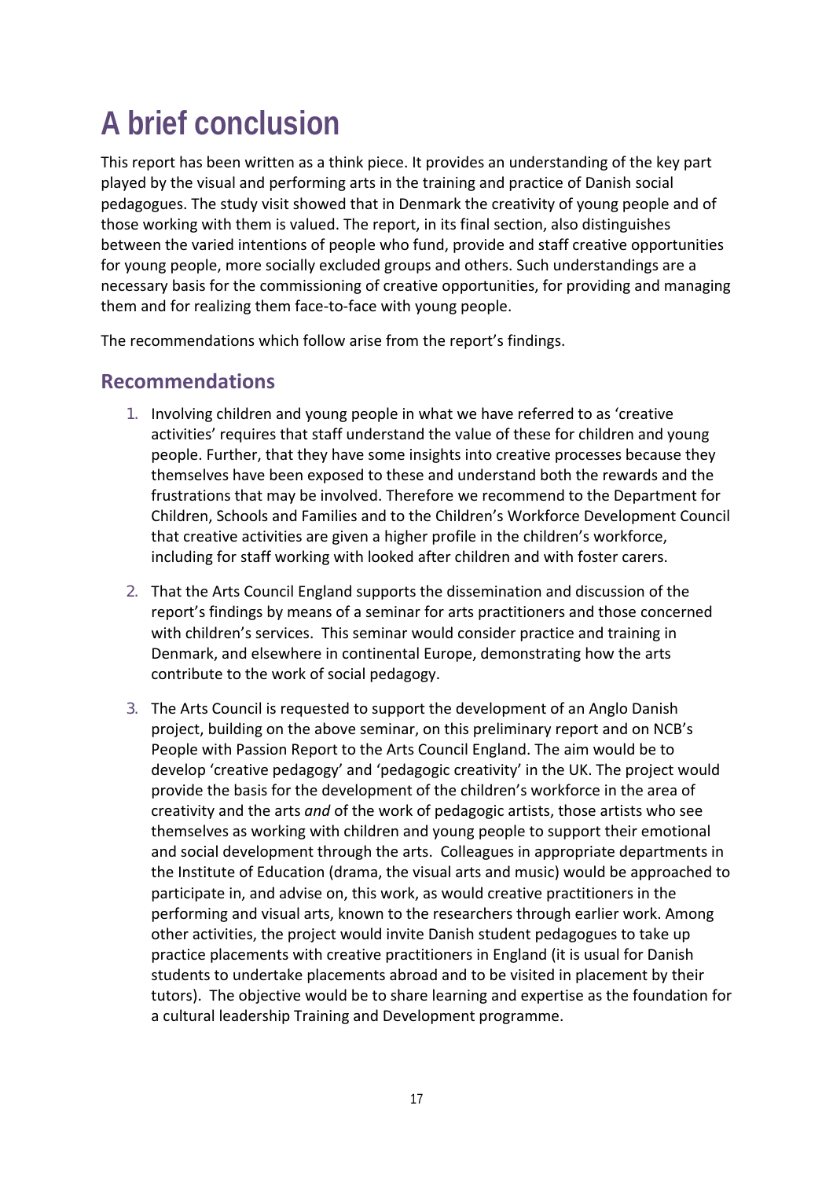# A brief conclusion

This report has been written as a think piece. It provides an understanding of the key part played by the visual and performing arts in the training and practice of Danish social pedagogues. The study visit showed that in Denmark the creativity of young people and of those working with them is valued. The report, in its final section, also distinguishes between the varied intentions of people who fund, provide and staff creative opportunities for young people, more socially excluded groups and others. Such understandings are a necessary basis for the commissioning of creative opportunities, for providing and managing them and for realizing them face-to-face with young people.

The recommendations which follow arise from the report's findings.

## Recommendations

1. Involving children and young people in what we have referred to as 'creative activities' requires that staff understand the value of these for children and young people. Further, that they have some insights into creative processes because they themselves have been exposed to these and understand both the rewards and the frustrations that may be involved. Therefore we recommend to the Department for Children, Schools and Families and to the Children's Workforce Development Council that creative activities are given a higher profile in the children's workforce, including for staff working with looked after children and with foster carers.

2. That the Arts Council England supports the dissemination and discussion of the report's findings by means of a seminar for arts practitioners and those concerned with children's services. This seminar would consider practice and training in Denmark, and elsewhere in continental Europe, demonstrating how the arts contribute to the work of social pedagogy.

3. The Arts Council is requested to support the development of an Anglo Danish project, building on the above seminar, on this preliminary report and on NCB's People with Passion Report to the Arts Council England. The aim would be to develop 'creative pedagogy' and 'pedagogic creativity' in the UK. The project would provide the basis for the development of the children's workforce in the area of creativity and the arts *and* of the work of pedagogic artists, those artists who see themselves as working with children and young people to support their emotional and social development through the arts. Colleagues in appropriate departments in the Institute of Education (drama, the visual arts and music) would be approached to participate in, and advise on, this work, as would creative practitioners in the performing and visual arts, known to the researchers through earlier work. Among other activities, the project would invite Danish student pedagogues to take up practice placements with creative practitioners in England (it is usual for Danish students to undertake placements abroad and to be visited in placement by their tutors). The objective would be to share learning and expertise as the foundation for a cultural leadership Training and Development programme.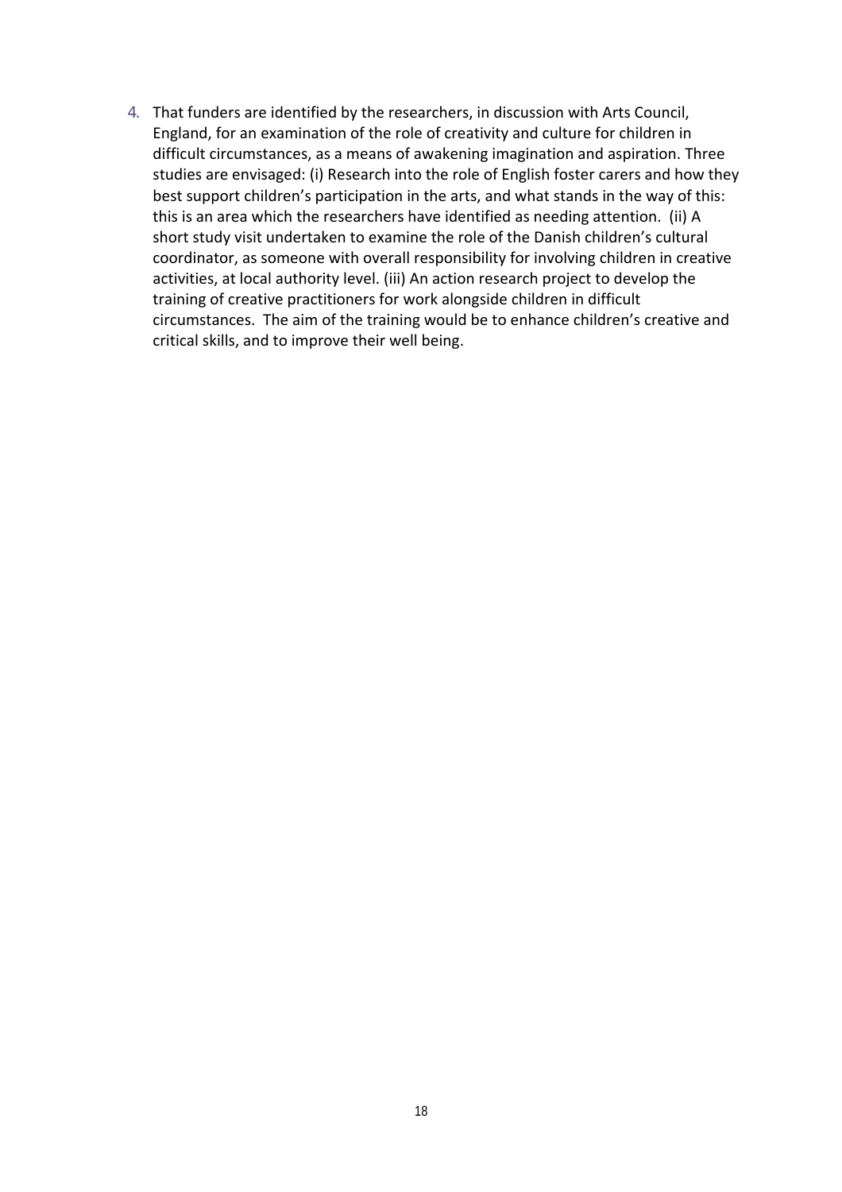4. That funders are identified by the researchers, in discussion with Arts Council, England, for an examination of the role of creativity and culture for children in difficult circumstances, as a means of awakening imagination and aspiration. Three studies are envisaged: (i) Research into the role of English foster carers and how they best support children's participation in the arts, and what stands in the way of this: this is an area which the researchers have identified as needing attention. (ii) A short study visit undertaken to examine the role of the Danish children's cultural coordinator, as someone with overall responsibility for involving children in creative activities, at local authority level. (iii) An action research project to develop the training of creative practitioners for work alongside children in difficult circumstances. The aim of the training would be to enhance children's creative and critical skills, and to improve their well being.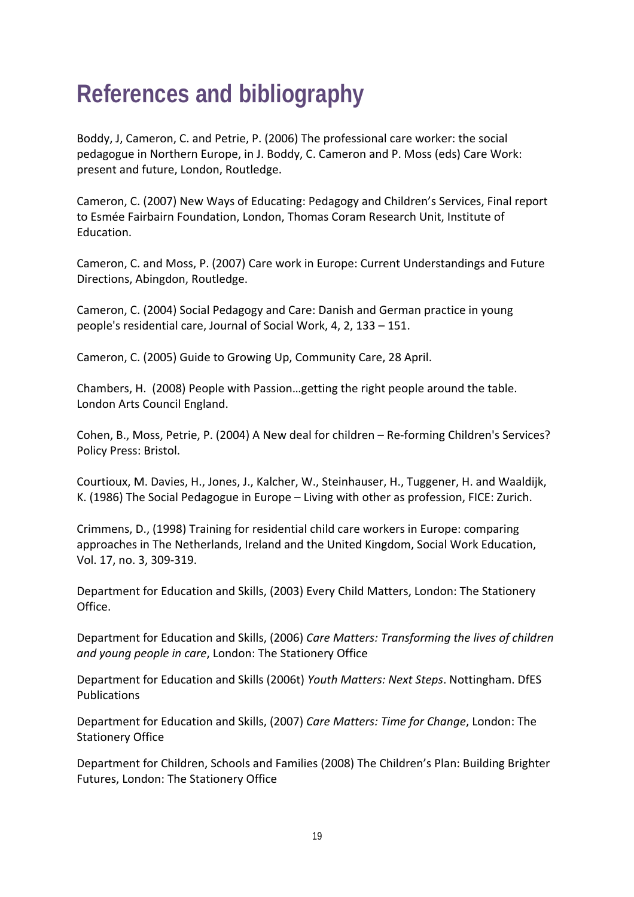# References and bibliography

Boddy, J, Cameron, C. and Petrie, P. (2006) The professional care worker: the social pedagogue in Northern Europe, in J. Boddy, C. Cameron and P. Moss (eds) Care Work: present and future, London, Routledge.

Cameron, C. (2007) New Ways of Educating: Pedagogy and Children's Services, Final report to Esmée Fairbairn Foundation, London, Thomas Coram Research Unit, Institute of Education.

Cameron, C. and Moss, P. (2007) Care work in Europe: Current Understandings and Future Directions, Abingdon, Routledge.

Cameron, C. (2004) Social Pedagogy and Care: Danish and German practice in young people's residential care, Journal of Social Work, 4, 2, 133 – 151.

Cameron, C. (2005) Guide to Growing Up, Community Care, 28 April.

Chambers, H. (2008) People with Passion…getting the right people around the table. London Arts Council England.

Cohen, B., Moss, Petrie, P. (2004) A New deal for children – Re-forming Children's Services? Policy Press: Bristol.

Courtioux, M. Davies, H., Jones, J., Kalcher, W., Steinhauser, H., Tuggener, H. and Waaldijk, K. (1986) The Social Pedagogue in Europe – Living with other as profession, FICE: Zurich.

Crimmens, D., (1998) Training for residential child care workers in Europe: comparing approaches in The Netherlands, Ireland and the United Kingdom, Social Work Education, Vol. 17, no. 3, 309-319.

Department for Education and Skills, (2003) Every Child Matters, London: The Stationery Office.

Department for Education and Skills, (2006) *Care Matters: Transforming the lives of children and young people in care*, London: The Stationery Office

Department for Education and Skills (2006t) *Youth Matters: Next Steps*. Nottingham. DfES Publications

Department for Education and Skills, (2007) *Care Matters: Time for Change*, London: The Stationery Office

Department for Children, Schools and Families (2008) The Children's Plan: Building Brighter Futures, London: The Stationery Office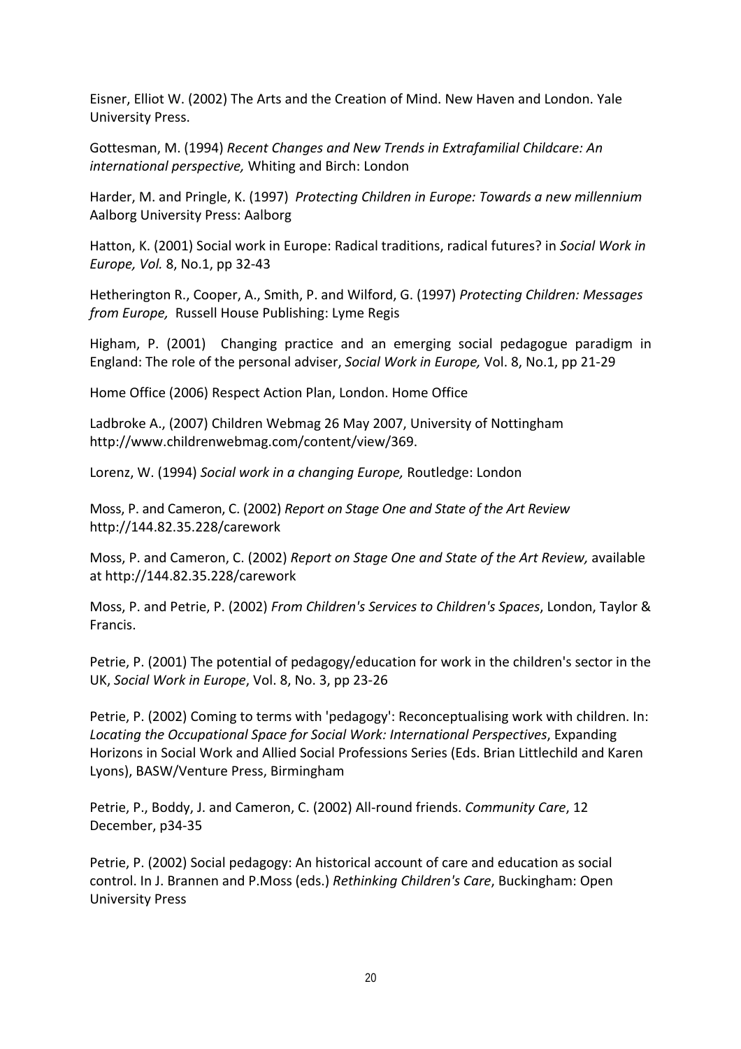Eisner, Elliot W. (2002) The Arts and the Creation of Mind. New Haven and London. Yale University Press.

Gottesman, M. (1994) *Recent Changes and New Trends in Extrafamilial Childcare: An international perspective,* Whiting and Birch: London

Harder, M. and Pringle, K. (1997) *Protecting Children in Europe: Towards a new millennium* Aalborg University Press: Aalborg

Hatton, K. (2001) Social work in Europe: Radical traditions, radical futures? in *Social Work in Europe, Vol.* 8, No.1, pp 32-43

Hetherington R., Cooper, A., Smith, P. and Wilford, G. (1997) *Protecting Children: Messages from Europe,* Russell House Publishing: Lyme Regis

Higham, P. (2001) Changing practice and an emerging social pedagogue paradigm in England: The role of the personal adviser, *Social Work in Europe,* Vol. 8, No.1, pp 21-29

Home Office (2006) Respect Action Plan, London. Home Office

Ladbroke A., (2007) Children Webmag 26 May 2007, University of Nottingham http://www.childrenwebmag.com/content/view/369.

Lorenz, W. (1994) *Social work in a changing Europe,* Routledge: London

Moss, P. and Cameron, C. (2002) *Report on Stage One and State of the Art Review* http://144.82.35.228/carework

Moss, P. and Cameron, C. (2002) *Report on Stage One and State of the Art Review,* available at http://144.82.35.228/carework

Moss, P. and Petrie, P. (2002) *From Children's Services to Children's Spaces*, London, Taylor & Francis.

Petrie, P. (2001) The potential of pedagogy/education for work in the children's sector in the UK, *Social Work in Europe*, Vol. 8, No. 3, pp 23-26

Petrie, P. (2002) Coming to terms with 'pedagogy': Reconceptualising work with children. In: *Locating the Occupational Space for Social Work: International Perspectives*, Expanding Horizons in Social Work and Allied Social Professions Series (Eds. Brian Littlechild and Karen Lyons), BASW/Venture Press, Birmingham

Petrie, P., Boddy, J. and Cameron, C. (2002) All-round friends. *Community Care*, 12 December, p34-35

Petrie, P. (2002) Social pedagogy: An historical account of care and education as social control. In J. Brannen and P.Moss (eds.) *Rethinking Children's Care*, Buckingham: Open University Press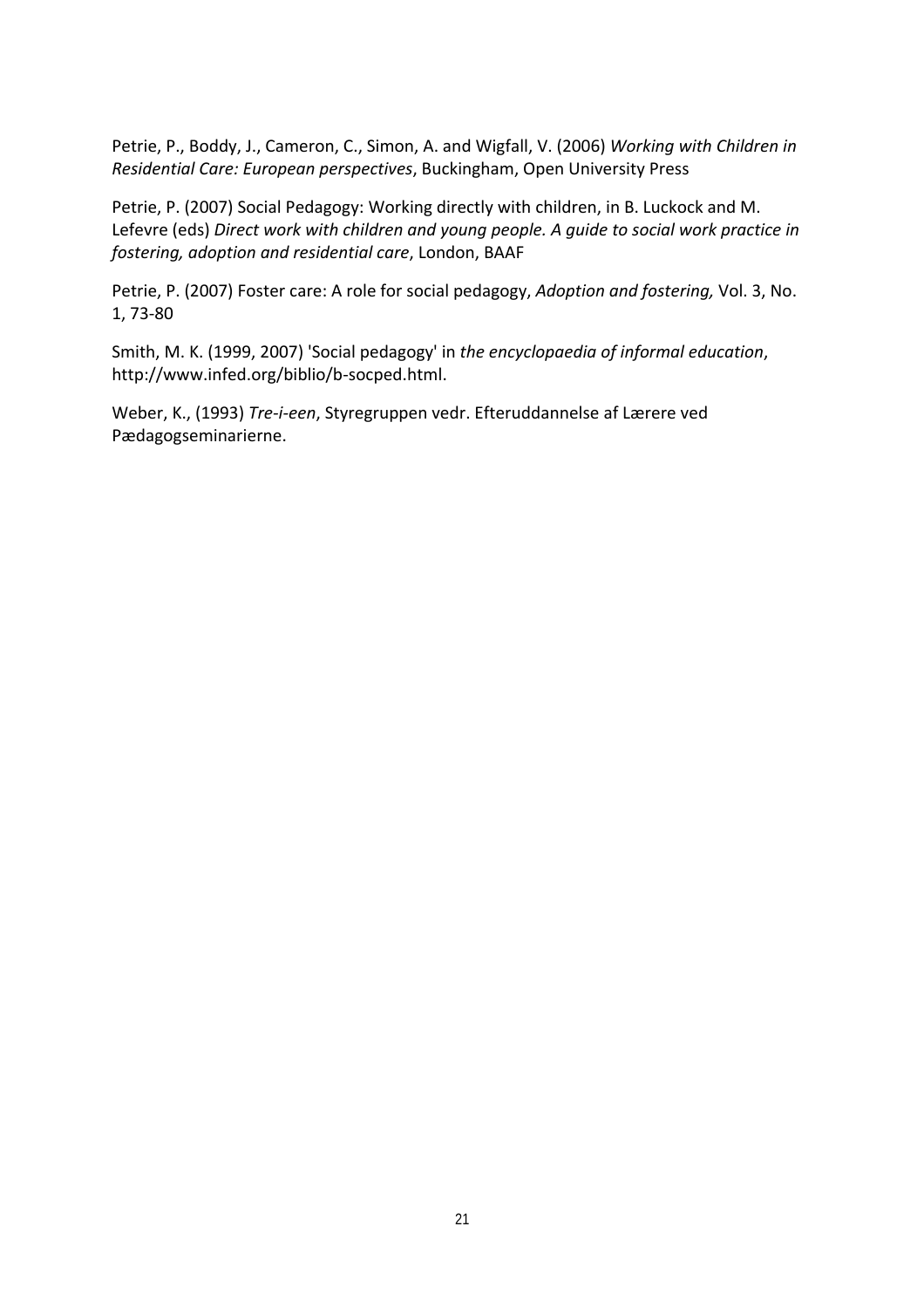Petrie, P., Boddy, J., Cameron, C., Simon, A. and Wigfall, V. (2006) *Working with Children in Residential Care: European perspectives*, Buckingham, Open University Press

Petrie, P. (2007) Social Pedagogy: Working directly with children, in B. Luckock and M. Lefevre (eds) *Direct work with children and young people. A guide to social work practice in fostering, adoption and residential care*, London, BAAF

Petrie, P. (2007) Foster care: A role for social pedagogy, *Adoption and fostering,* Vol. 3, No. 1, 73-80

Smith, M. K. (1999, 2007) 'Social pedagogy' in *the encyclopaedia of informal education*, http://www.infed.org/biblio/b-socped.html.

Weber, K., (1993) *Tre-i-een*, Styregruppen vedr. Efteruddannelse af Lærere ved Pædagogseminarierne.